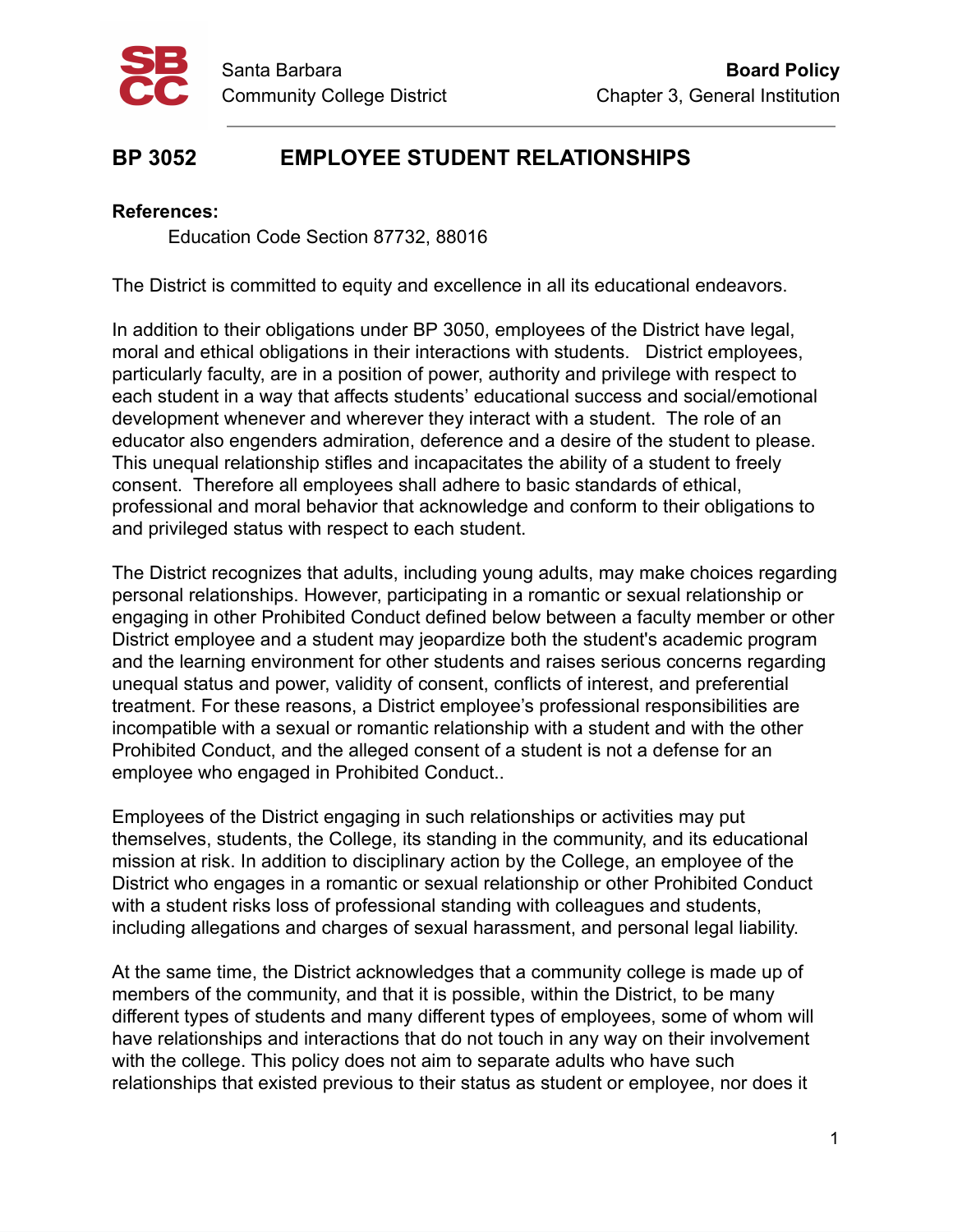Santa Barbara Community College District

**Board Policy**
Chapter 3, General Institution

# BP 3052 EMPLOYEE STUDENT RELATIONSHIPS

**References:**

Education Code Section 87732, 88016

The District is committed to equity and excellence in all its educational endeavors.

In addition to their obligations under BP 3050, employees of the District have legal, moral and ethical obligations in their interactions with students. District employees, particularly faculty, are in a position of power, authority and privilege with respect to each student in a way that affects students' educational success and social/emotional development whenever and wherever they interact with a student. The role of an educator also engenders admiration, deference and a desire of the student to please. This unequal relationship stifles and incapacitates the ability of a student to freely consent. Therefore all employees shall adhere to basic standards of ethical, professional and moral behavior that acknowledge and conform to their obligations to and privileged status with respect to each student.

The District recognizes that adults, including young adults, may make choices regarding personal relationships. However, participating in a romantic or sexual relationship or engaging in other Prohibited Conduct defined below between a faculty member or other District employee and a student may jeopardize both the student's academic program and the learning environment for other students and raises serious concerns regarding unequal status and power, validity of consent, conflicts of interest, and preferential treatment. For these reasons, a District employee's professional responsibilities are incompatible with a sexual or romantic relationship with a student and with the other Prohibited Conduct, and the alleged consent of a student is not a defense for an employee who engaged in Prohibited Conduct..

Employees of the District engaging in such relationships or activities may put themselves, students, the College, its standing in the community, and its educational mission at risk. In addition to disciplinary action by the College, an employee of the District who engages in a romantic or sexual relationship or other Prohibited Conduct with a student risks loss of professional standing with colleagues and students, including allegations and charges of sexual harassment, and personal legal liability.

At the same time, the District acknowledges that a community college is made up of members of the community, and that it is possible, within the District, to be many different types of students and many different types of employees, some of whom will have relationships and interactions that do not touch in any way on their involvement with the college. This policy does not aim to separate adults who have such relationships that existed previous to their status as student or employee, nor does it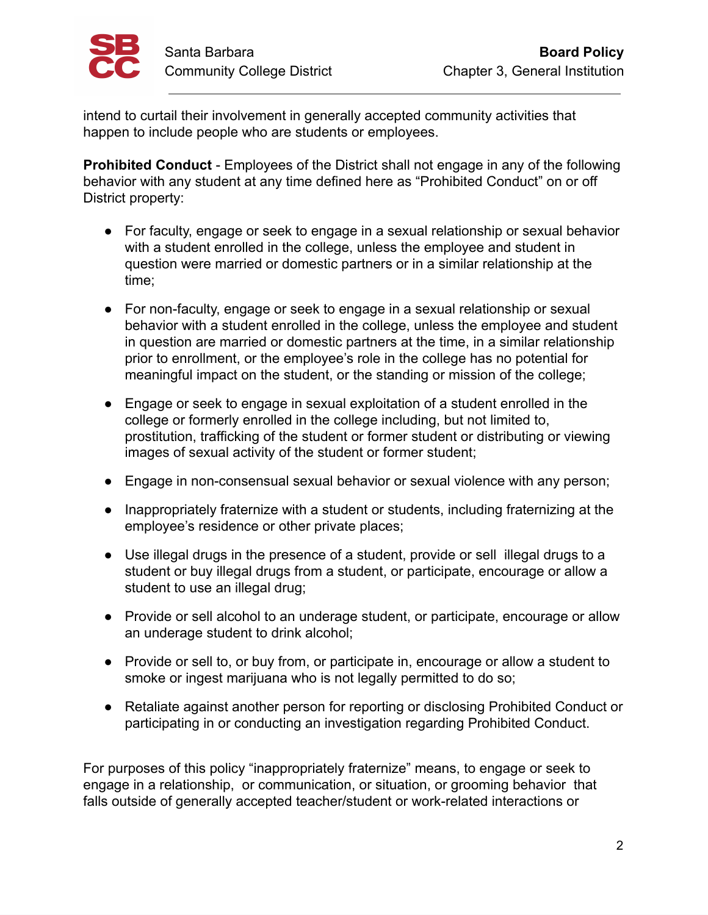intend to curtail their involvement in generally accepted community activities that happen to include people who are students or employees.

**Prohibited Conduct** - Employees of the District shall not engage in any of the following behavior with any student at any time defined here as "Prohibited Conduct" on or off District property:

- For faculty, engage or seek to engage in a sexual relationship or sexual behavior with a student enrolled in the college, unless the employee and student in question were married or domestic partners or in a similar relationship at the time;

- For non-faculty, engage or seek to engage in a sexual relationship or sexual behavior with a student enrolled in the college, unless the employee and student in question are married or domestic partners at the time, in a similar relationship prior to enrollment, or the employee's role in the college has no potential for meaningful impact on the student, or the standing or mission of the college;

- Engage or seek to engage in sexual exploitation of a student enrolled in the college or formerly enrolled in the college including, but not limited to, prostitution, trafficking of the student or former student or distributing or viewing images of sexual activity of the student or former student;

- Engage in non-consensual sexual behavior or sexual violence with any person;

- Inappropriately fraternize with a student or students, including fraternizing at the employee's residence or other private places;

- Use illegal drugs in the presence of a student, provide or sell illegal drugs to a student or buy illegal drugs from a student, or participate, encourage or allow a student to use an illegal drug;

- Provide or sell alcohol to an underage student, or participate, encourage or allow an underage student to drink alcohol;

- Provide or sell to, or buy from, or participate in, encourage or allow a student to smoke or ingest marijuana who is not legally permitted to do so;

- Retaliate against another person for reporting or disclosing Prohibited Conduct or participating in or conducting an investigation regarding Prohibited Conduct.

For purposes of this policy "inappropriately fraternize" means, to engage or seek to engage in a relationship, or communication, or situation, or grooming behavior that falls outside of generally accepted teacher/student or work-related interactions or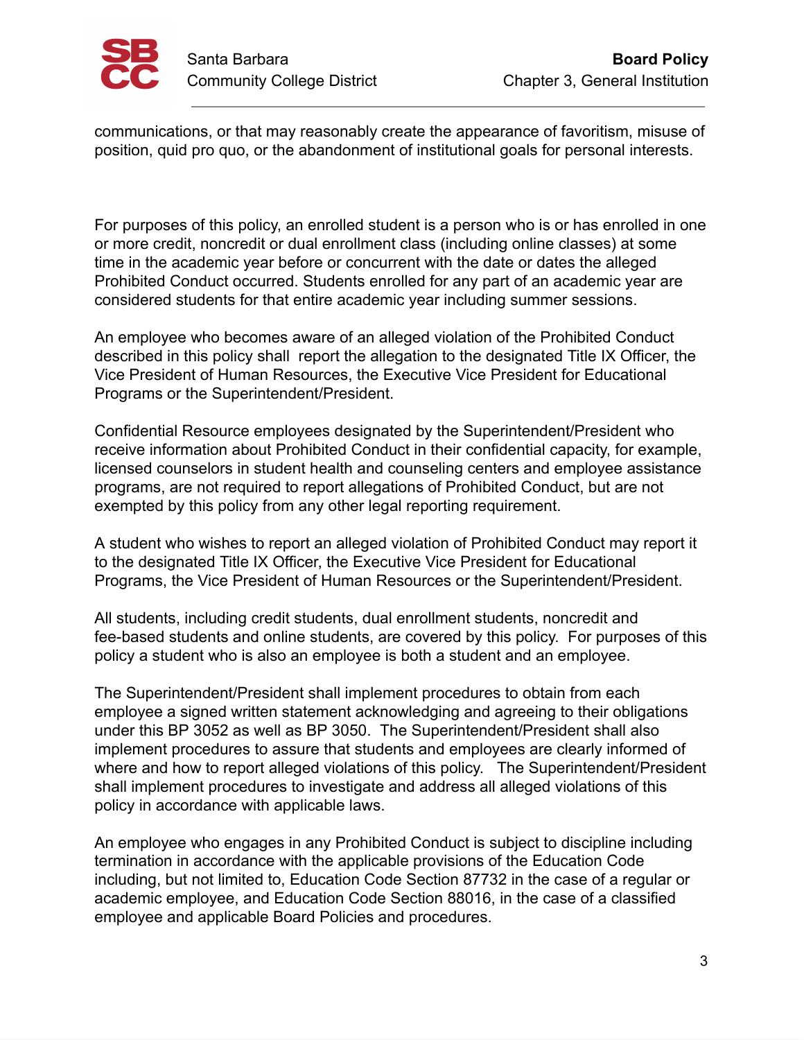communications, or that may reasonably create the appearance of favoritism, misuse of position, quid pro quo, or the abandonment of institutional goals for personal interests.

For purposes of this policy, an enrolled student is a person who is or has enrolled in one or more credit, noncredit or dual enrollment class (including online classes) at some time in the academic year before or concurrent with the date or dates the alleged Prohibited Conduct occurred. Students enrolled for any part of an academic year are considered students for that entire academic year including summer sessions.

An employee who becomes aware of an alleged violation of the Prohibited Conduct described in this policy shall report the allegation to the designated Title IX Officer, the Vice President of Human Resources, the Executive Vice President for Educational Programs or the Superintendent/President.

Confidential Resource employees designated by the Superintendent/President who receive information about Prohibited Conduct in their confidential capacity, for example, licensed counselors in student health and counseling centers and employee assistance programs, are not required to report allegations of Prohibited Conduct, but are not exempted by this policy from any other legal reporting requirement.

A student who wishes to report an alleged violation of Prohibited Conduct may report it to the designated Title IX Officer, the Executive Vice President for Educational Programs, the Vice President of Human Resources or the Superintendent/President.

All students, including credit students, dual enrollment students, noncredit and fee-based students and online students, are covered by this policy. For purposes of this policy a student who is also an employee is both a student and an employee.

The Superintendent/President shall implement procedures to obtain from each employee a signed written statement acknowledging and agreeing to their obligations under this BP 3052 as well as BP 3050. The Superintendent/President shall also implement procedures to assure that students and employees are clearly informed of where and how to report alleged violations of this policy. The Superintendent/President shall implement procedures to investigate and address all alleged violations of this policy in accordance with applicable laws.

An employee who engages in any Prohibited Conduct is subject to discipline including termination in accordance with the applicable provisions of the Education Code including, but not limited to, Education Code Section 87732 in the case of a regular or academic employee, and Education Code Section 88016, in the case of a classified employee and applicable Board Policies and procedures.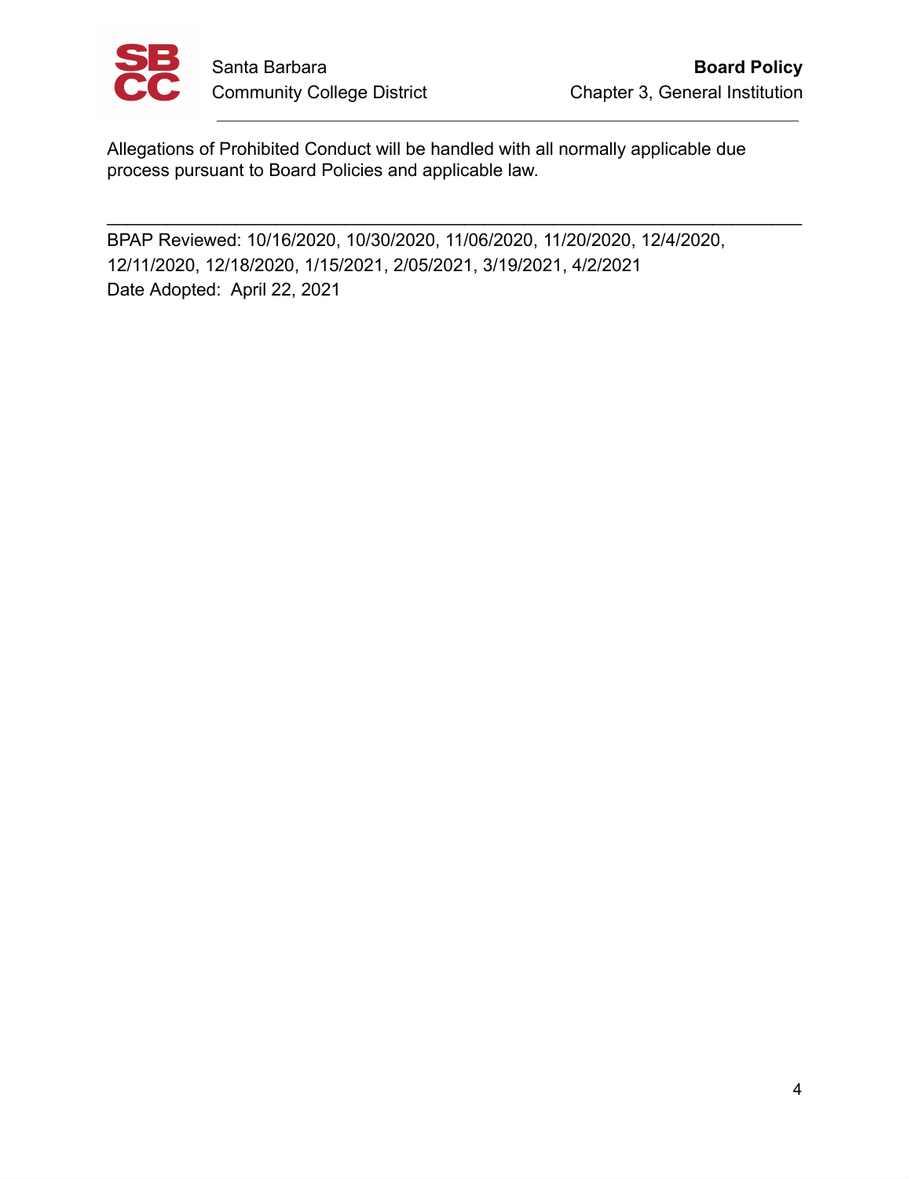Allegations of Prohibited Conduct will be handled with all normally applicable due process pursuant to Board Policies and applicable law.

---

BPAP Reviewed: 10/16/2020, 10/30/2020, 11/06/2020, 11/20/2020, 12/4/2020, 12/11/2020, 12/18/2020, 1/15/2021, 2/05/2021, 3/19/2021, 4/2/2021
Date Adopted: April 22, 2021